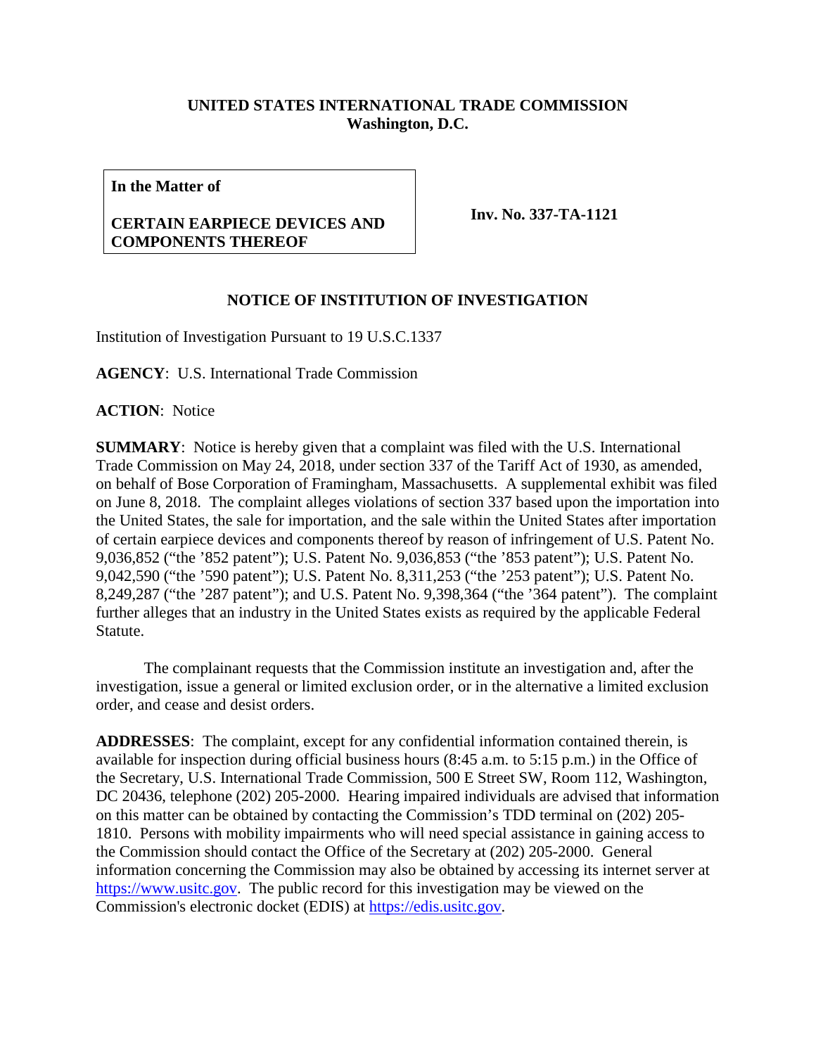**UNITED STATES INTERNATIONAL TRADE COMMISSION**
**Washington, D.C.**

**In the Matter of**

**CERTAIN EARPIECE DEVICES AND COMPONENTS THEREOF**

**Inv. No. 337-TA-1121**

**NOTICE OF INSTITUTION OF INVESTIGATION**

Institution of Investigation Pursuant to 19 U.S.C.1337

**AGENCY**: U.S. International Trade Commission

**ACTION**: Notice

**SUMMARY**: Notice is hereby given that a complaint was filed with the U.S. International Trade Commission on May 24, 2018, under section 337 of the Tariff Act of 1930, as amended, on behalf of Bose Corporation of Framingham, Massachusetts. A supplemental exhibit was filed on June 8, 2018. The complaint alleges violations of section 337 based upon the importation into the United States, the sale for importation, and the sale within the United States after importation of certain earpiece devices and components thereof by reason of infringement of U.S. Patent No. 9,036,852 ("the '852 patent"); U.S. Patent No. 9,036,853 ("the '853 patent"); U.S. Patent No. 9,042,590 ("the '590 patent"); U.S. Patent No. 8,311,253 ("the '253 patent"); U.S. Patent No. 8,249,287 ("the '287 patent"); and U.S. Patent No. 9,398,364 ("the '364 patent"). The complaint further alleges that an industry in the United States exists as required by the applicable Federal Statute.

The complainant requests that the Commission institute an investigation and, after the investigation, issue a general or limited exclusion order, or in the alternative a limited exclusion order, and cease and desist orders.

**ADDRESSES**: The complaint, except for any confidential information contained therein, is available for inspection during official business hours (8:45 a.m. to 5:15 p.m.) in the Office of the Secretary, U.S. International Trade Commission, 500 E Street SW, Room 112, Washington, DC 20436, telephone (202) 205-2000. Hearing impaired individuals are advised that information on this matter can be obtained by contacting the Commission's TDD terminal on (202) 205-1810. Persons with mobility impairments who will need special assistance in gaining access to the Commission should contact the Office of the Secretary at (202) 205-2000. General information concerning the Commission may also be obtained by accessing its internet server at https://www.usitc.gov. The public record for this investigation may be viewed on the Commission's electronic docket (EDIS) at https://edis.usitc.gov.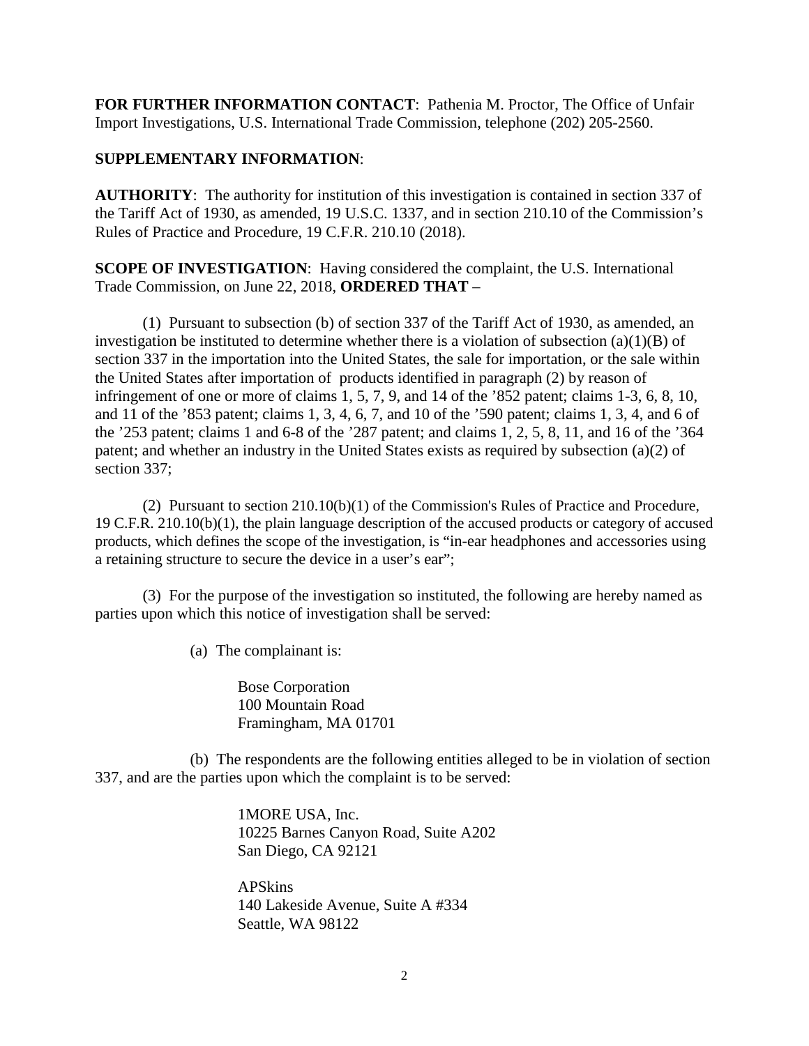**FOR FURTHER INFORMATION CONTACT**: Pathenia M. Proctor, The Office of Unfair Import Investigations, U.S. International Trade Commission, telephone (202) 205-2560.

**SUPPLEMENTARY INFORMATION**:

**AUTHORITY**: The authority for institution of this investigation is contained in section 337 of the Tariff Act of 1930, as amended, 19 U.S.C. 1337, and in section 210.10 of the Commission's Rules of Practice and Procedure, 19 C.F.R. 210.10 (2018).

**SCOPE OF INVESTIGATION**: Having considered the complaint, the U.S. International Trade Commission, on June 22, 2018, **ORDERED THAT** –

(1) Pursuant to subsection (b) of section 337 of the Tariff Act of 1930, as amended, an investigation be instituted to determine whether there is a violation of subsection (a)(1)(B) of section 337 in the importation into the United States, the sale for importation, or the sale within the United States after importation of products identified in paragraph (2) by reason of infringement of one or more of claims 1, 5, 7, 9, and 14 of the '852 patent; claims 1-3, 6, 8, 10, and 11 of the '853 patent; claims 1, 3, 4, 6, 7, and 10 of the '590 patent; claims 1, 3, 4, and 6 of the '253 patent; claims 1 and 6-8 of the '287 patent; and claims 1, 2, 5, 8, 11, and 16 of the '364 patent; and whether an industry in the United States exists as required by subsection (a)(2) of section 337;

(2) Pursuant to section 210.10(b)(1) of the Commission's Rules of Practice and Procedure, 19 C.F.R. 210.10(b)(1), the plain language description of the accused products or category of accused products, which defines the scope of the investigation, is "in-ear headphones and accessories using a retaining structure to secure the device in a user's ear";

(3) For the purpose of the investigation so instituted, the following are hereby named as parties upon which this notice of investigation shall be served:

(a) The complainant is:

Bose Corporation
100 Mountain Road
Framingham, MA 01701

(b) The respondents are the following entities alleged to be in violation of section 337, and are the parties upon which the complaint is to be served:

1MORE USA, Inc.
10225 Barnes Canyon Road, Suite A202
San Diego, CA 92121

APSkins
140 Lakeside Avenue, Suite A #334
Seattle, WA 98122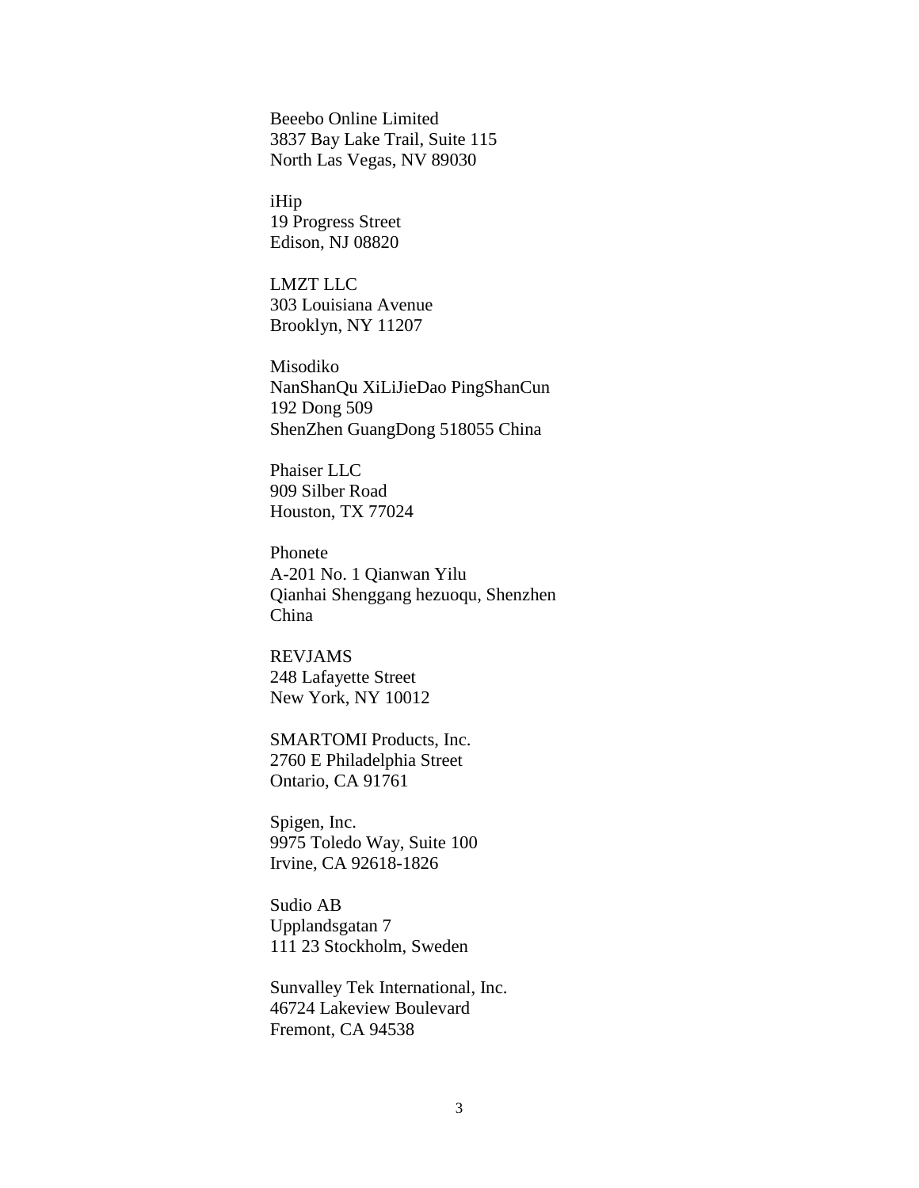Beeebo Online Limited  
3837 Bay Lake Trail, Suite 115  
North Las Vegas, NV 89030

iHip  
19 Progress Street  
Edison, NJ 08820

LMZT LLC  
303 Louisiana Avenue  
Brooklyn, NY 11207

Misodiko  
NanShanQu XiLiJieDao PingShanCun  
192 Dong 509  
ShenZhen GuangDong 518055 China

Phaiser LLC  
909 Silber Road  
Houston, TX 77024

Phonete  
A-201 No. 1 Qianwan Yilu  
Qianhai Shenggang hezuoqu, Shenzhen  
China

REVJAMS  
248 Lafayette Street  
New York, NY 10012

SMARTOMI Products, Inc.  
2760 E Philadelphia Street  
Ontario, CA 91761

Spigen, Inc.  
9975 Toledo Way, Suite 100  
Irvine, CA 92618-1826

Sudio AB  
Upplandsgatan 7  
111 23 Stockholm, Sweden

Sunvalley Tek International, Inc.  
46724 Lakeview Boulevard  
Fremont, CA 94538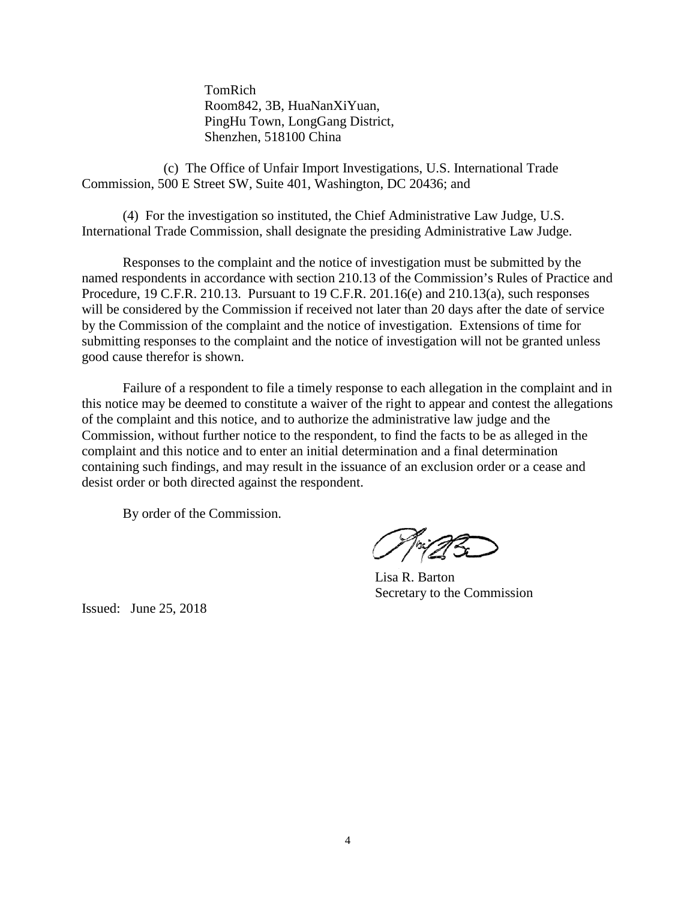TomRich
Room842, 3B, HuaNanXiYuan,
PingHu Town, LongGang District,
Shenzhen, 518100 China

(c) The Office of Unfair Import Investigations, U.S. International Trade Commission, 500 E Street SW, Suite 401, Washington, DC 20436; and

(4) For the investigation so instituted, the Chief Administrative Law Judge, U.S. International Trade Commission, shall designate the presiding Administrative Law Judge.

Responses to the complaint and the notice of investigation must be submitted by the named respondents in accordance with section 210.13 of the Commission's Rules of Practice and Procedure, 19 C.F.R. 210.13. Pursuant to 19 C.F.R. 201.16(e) and 210.13(a), such responses will be considered by the Commission if received not later than 20 days after the date of service by the Commission of the complaint and the notice of investigation. Extensions of time for submitting responses to the complaint and the notice of investigation will not be granted unless good cause therefor is shown.

Failure of a respondent to file a timely response to each allegation in the complaint and in this notice may be deemed to constitute a waiver of the right to appear and contest the allegations of the complaint and this notice, and to authorize the administrative law judge and the Commission, without further notice to the respondent, to find the facts to be as alleged in the complaint and this notice and to enter an initial determination and a final determination containing such findings, and may result in the issuance of an exclusion order or a cease and desist order or both directed against the respondent.

By order of the Commission.

Lisa R. Barton
Secretary to the Commission

Issued: June 25, 2018